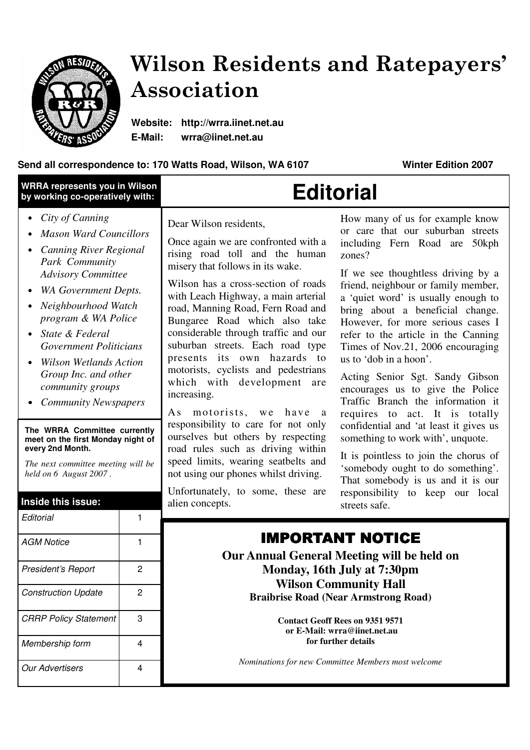# Wilson Residents and Ratepayers' Association

**Website:** http://wrra.iinet.net.au
**E-Mail:** wrra@iinet.net.au

**Send all correspondence to: 170 Watts Road, Wilson, WA 6107** **Winter Edition 2007**

**WRRA represents you in Wilson by working co-operatively with:**

- *City of Canning*
- *Mason Ward Councillors*
- *Canning River Regional Park Community Advisory Committee*
- *WA Government Depts.*
- *Neighbourhood Watch program & WA Police*
- *State & Federal Government Politicians*
- *Wilson Wetlands Action Group Inc. and other community groups*
- *Community Newspapers*

**The WRRA Committee currently meet on the first Monday night of every 2nd Month.**

*The next committee meeting will be held on 6 August 2007 .*

**Inside this issue:**

| | |
|---|---|
| *Editorial* | 1 |
| *AGM Notice* | 1 |
| *President's Report* | 2 |
| *Construction Update* | 2 |
| *CRRP Policy Statement* | 3 |
| *Membership form* | 4 |
| *Our Advertisers* | 4 |

## Editorial

Dear Wilson residents,

Once again we are confronted with a rising road toll and the human misery that follows in its wake.

Wilson has a cross-section of roads with Leach Highway, a main arterial road, Manning Road, Fern Road and Bungaree Road which also take considerable through traffic and our suburban streets. Each road type presents its own hazards to motorists, cyclists and pedestrians which with development are increasing.

As motorists, we have a responsibility to care for not only ourselves but others by respecting road rules such as driving within speed limits, wearing seatbelts and not using our phones whilst driving.

Unfortunately, to some, these are alien concepts.

How many of us for example know or care that our suburban streets including Fern Road are 50kph zones?

If we see thoughtless driving by a friend, neighbour or family member, a 'quiet word' is usually enough to bring about a beneficial change. However, for more serious cases I refer to the article in the Canning Times of Nov.21, 2006 encouraging us to 'dob in a hoon'.

Acting Senior Sgt. Sandy Gibson encourages us to give the Police Traffic Branch the information it requires to act. It is totally confidential and 'at least it gives us something to work with', unquote.

It is pointless to join the chorus of 'somebody ought to do something'. That somebody is us and it is our responsibility to keep our local streets safe.

## IMPORTANT NOTICE

**Our Annual General Meeting will be held on**
**Monday, 16th July at 7:30pm**
**Wilson Community Hall**
**Braibrise Road (Near Armstrong Road)**

**Contact Geoff Rees on 9351 9571**
**or E-Mail: wrra@iinet.net.au**
**for further details**

*Nominations for new Committee Members most welcome*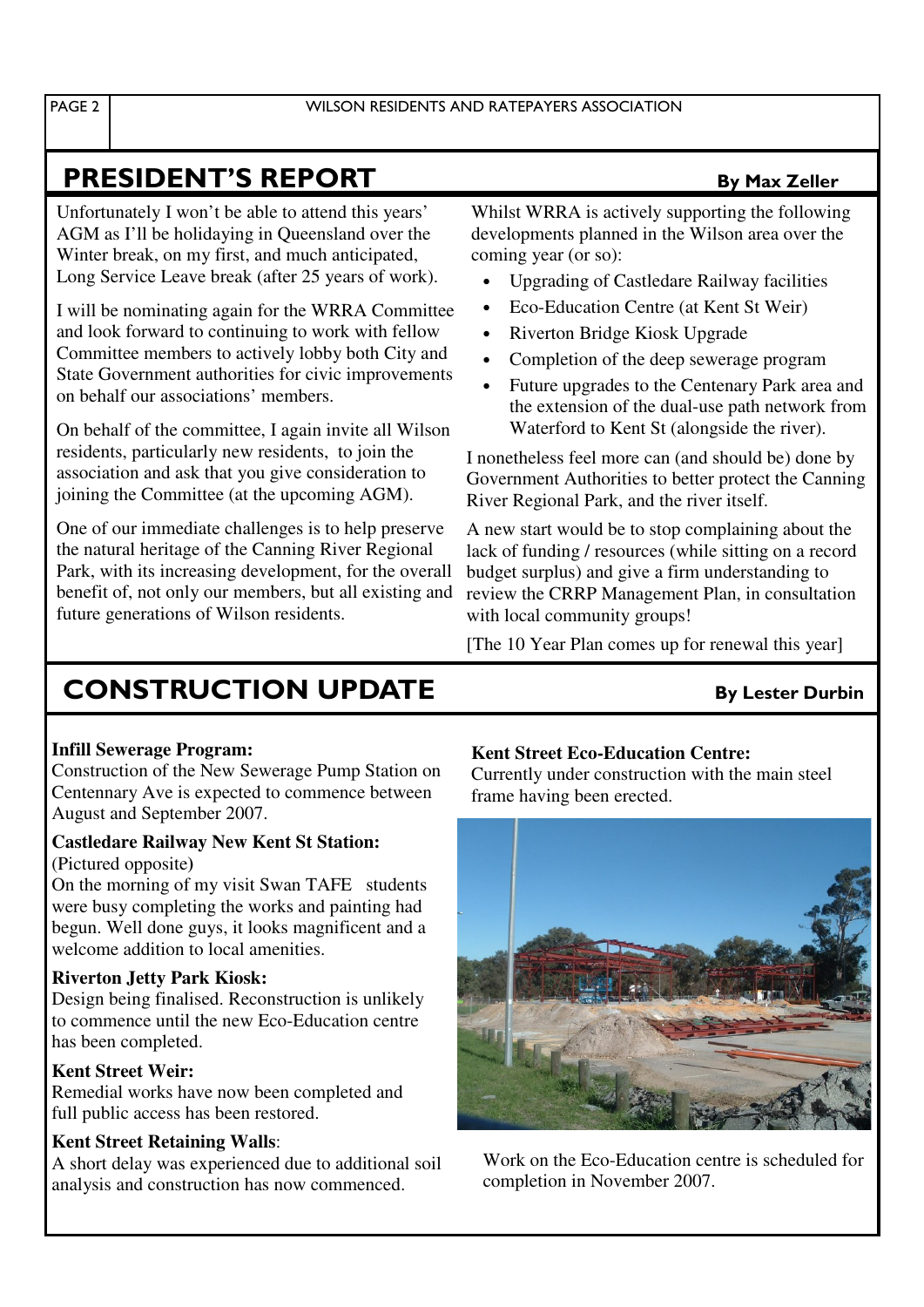## PRESIDENT'S REPORT

**By Max Zeller**

Unfortunately I won't be able to attend this years' AGM as I'll be holidaying in Queensland over the Winter break, on my first, and much anticipated, Long Service Leave break (after 25 years of work).

I will be nominating again for the WRRA Committee and look forward to continuing to work with fellow Committee members to actively lobby both City and State Government authorities for civic improvements on behalf our associations' members.

On behalf of the committee, I again invite all Wilson residents, particularly new residents, to join the association and ask that you give consideration to joining the Committee (at the upcoming AGM).

One of our immediate challenges is to help preserve the natural heritage of the Canning River Regional Park, with its increasing development, for the overall benefit of, not only our members, but all existing and future generations of Wilson residents.

Whilst WRRA is actively supporting the following developments planned in the Wilson area over the coming year (or so):

- Upgrading of Castledare Railway facilities
- Eco-Education Centre (at Kent St Weir)
- Riverton Bridge Kiosk Upgrade
- Completion of the deep sewerage program
- Future upgrades to the Centenary Park area and the extension of the dual-use path network from Waterford to Kent St (alongside the river).

I nonetheless feel more can (and should be) done by Government Authorities to better protect the Canning River Regional Park, and the river itself.

A new start would be to stop complaining about the lack of funding / resources (while sitting on a record budget surplus) and give a firm understanding to review the CRRP Management Plan, in consultation with local community groups!

[The 10 Year Plan comes up for renewal this year]

## CONSTRUCTION UPDATE

**By Lester Durbin**

**Infill Sewerage Program:**
Construction of the New Sewerage Pump Station on Centennary Ave is expected to commence between August and September 2007.

**Castledare Railway New Kent St Station:**
(Pictured opposite)
On the morning of my visit Swan TAFE students were busy completing the works and painting had begun. Well done guys, it looks magnificent and a welcome addition to local amenities.

**Riverton Jetty Park Kiosk:**
Design being finalised. Reconstruction is unlikely to commence until the new Eco-Education centre has been completed.

**Kent Street Weir:**
Remedial works have now been completed and full public access has been restored.

**Kent Street Retaining Walls**:
A short delay was experienced due to additional soil analysis and construction has now commenced.

**Kent Street Eco-Education Centre:**
Currently under construction with the main steel frame having been erected.

Work on the Eco-Education centre is scheduled for completion in November 2007.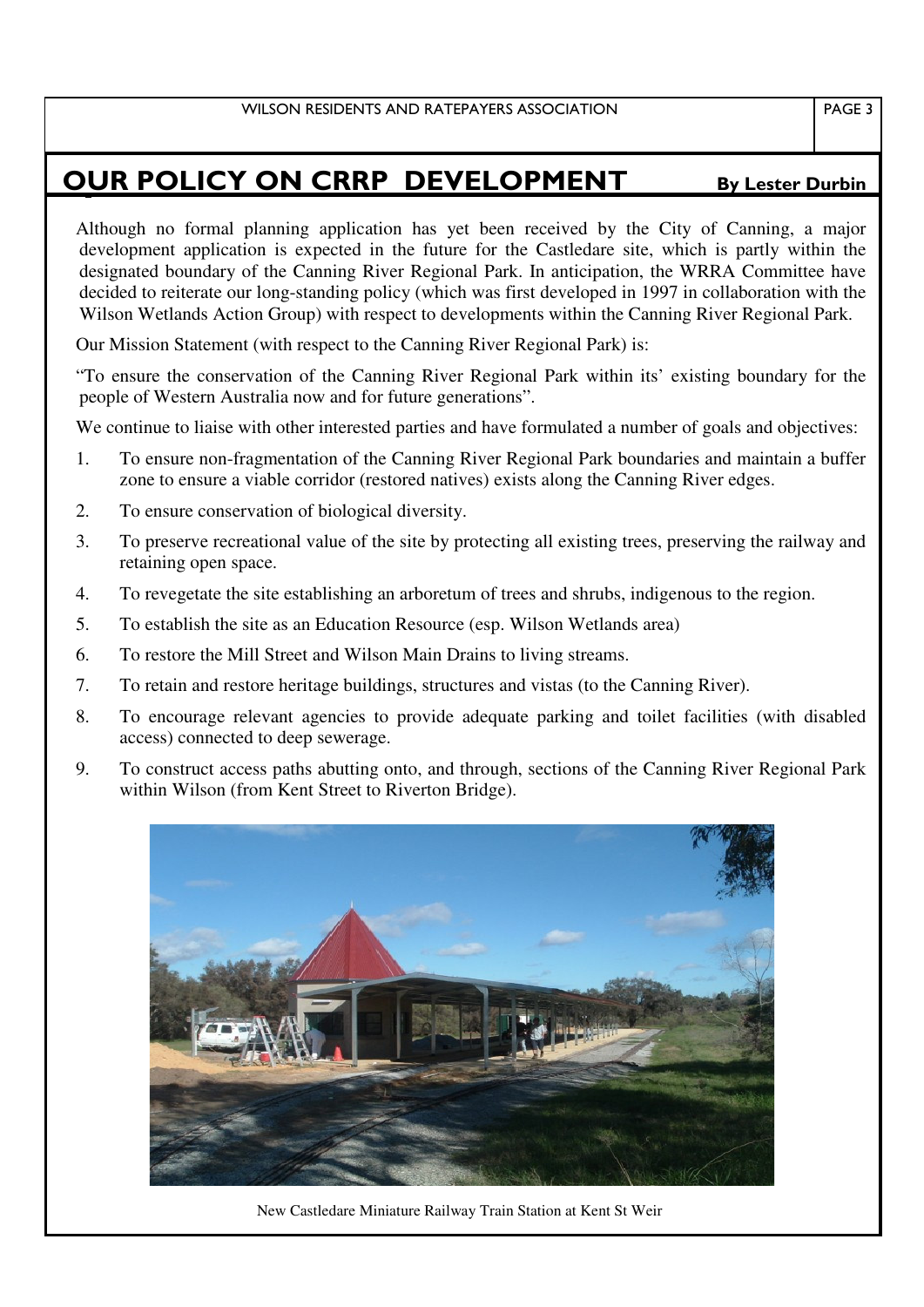# OUR POLICY ON CRRP DEVELOPMENT

**By Lester Durbin**

Although no formal planning application has yet been received by the City of Canning, a major development application is expected in the future for the Castledare site, which is partly within the designated boundary of the Canning River Regional Park. In anticipation, the WRRA Committee have decided to reiterate our long-standing policy (which was first developed in 1997 in collaboration with the Wilson Wetlands Action Group) with respect to developments within the Canning River Regional Park.

Our Mission Statement (with respect to the Canning River Regional Park) is:

"To ensure the conservation of the Canning River Regional Park within its' existing boundary for the people of Western Australia now and for future generations".

We continue to liaise with other interested parties and have formulated a number of goals and objectives:

1. To ensure non-fragmentation of the Canning River Regional Park boundaries and maintain a buffer zone to ensure a viable corridor (restored natives) exists along the Canning River edges.
2. To ensure conservation of biological diversity.
3. To preserve recreational value of the site by protecting all existing trees, preserving the railway and retaining open space.
4. To revegetate the site establishing an arboretum of trees and shrubs, indigenous to the region.
5. To establish the site as an Education Resource (esp. Wilson Wetlands area)
6. To restore the Mill Street and Wilson Main Drains to living streams.
7. To retain and restore heritage buildings, structures and vistas (to the Canning River).
8. To encourage relevant agencies to provide adequate parking and toilet facilities (with disabled access) connected to deep sewerage.
9. To construct access paths abutting onto, and through, sections of the Canning River Regional Park within Wilson (from Kent Street to Riverton Bridge).

New Castledare Miniature Railway Train Station at Kent St Weir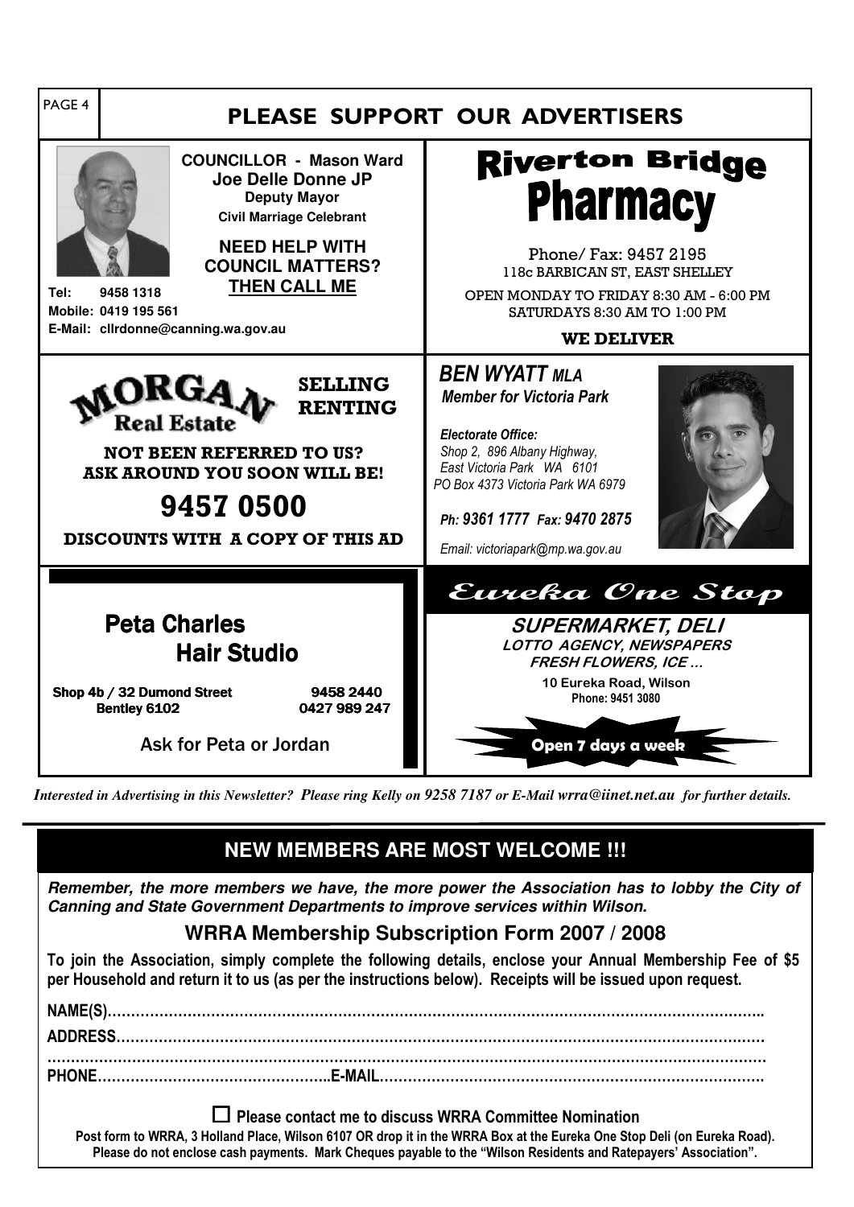# PLEASE SUPPORT OUR ADVERTISERS

**COUNCILLOR - Mason Ward**
**Joe Delle Donne JP**
**Deputy Mayor**
**Civil Marriage Celebrant**

**NEED HELP WITH COUNCIL MATTERS?**
**THEN CALL ME**

Tel: 9458 1318
Mobile: 0419 195 561
E-Mail: cllrdonne@canning.wa.gov.au

---

## Riverton Bridge Pharmacy

Phone/ Fax: 9457 2195
118c BARBICAN ST, EAST SHELLEY

OPEN MONDAY TO FRIDAY 8:30 AM - 6:00 PM
SATURDAYS 8:30 AM TO 1:00 PM

**WE DELIVER**

---

## MORGAN Real Estate

**SELLING**
**RENTING**

**NOT BEEN REFERRED TO US?**
**ASK AROUND YOU SOON WILL BE!**

**9457 0500**

**DISCOUNTS WITH A COPY OF THIS AD**

---

***BEN WYATT MLA***
***Member for Victoria Park***

*Electorate Office:*
*Shop 2, 896 Albany Highway,*
*East Victoria Park WA 6101*
*PO Box 4373 Victoria Park WA 6979*

*Ph: 9361 1777 Fax: 9470 2875*

*Email: victoriapark@mp.wa.gov.au*

---

## Peta Charles Hair Studio

**Shop 4b / 32 Dumond Street**
**Bentley 6102**

**9458 2440**
**0427 989 247**

Ask for Peta or Jordan

---

## Eureka One Stop

**SUPERMARKET, DELI**
**LOTTO AGENCY, NEWSPAPERS**
**FRESH FLOWERS, ICE ...**

**10 Eureka Road, Wilson**
**Phone: 9451 3080**

**Open 7 days a week**

---

*Interested in Advertising in this Newsletter? Please ring Kelly on 9258 7187 or E-Mail wrra@iinet.net.au for further details.*

## NEW MEMBERS ARE MOST WELCOME !!!

***Remember, the more members we have, the more power the Association has to lobby the City of Canning and State Government Departments to improve services within Wilson.***

### WRRA Membership Subscription Form 2007 / 2008

**To join the Association, simply complete the following details, enclose your Annual Membership Fee of $5 per Household and return it to us (as per the instructions below). Receipts will be issued upon request.**

**NAME(S)……………………………………………………………………………………………………………………..**

**ADDRESS……………………………………………………………………………………………………………………**

**……………………………………………………………………………………………………………………………………**

**PHONE…………………………………………..E-MAIL……………………………………………………………………….**

☐ **Please contact me to discuss WRRA Committee Nomination**

**Post form to WRRA, 3 Holland Place, Wilson 6107 OR drop it in the WRRA Box at the Eureka One Stop Deli (on Eureka Road). Please do not enclose cash payments. Mark Cheques payable to the "Wilson Residents and Ratepayers' Association".**